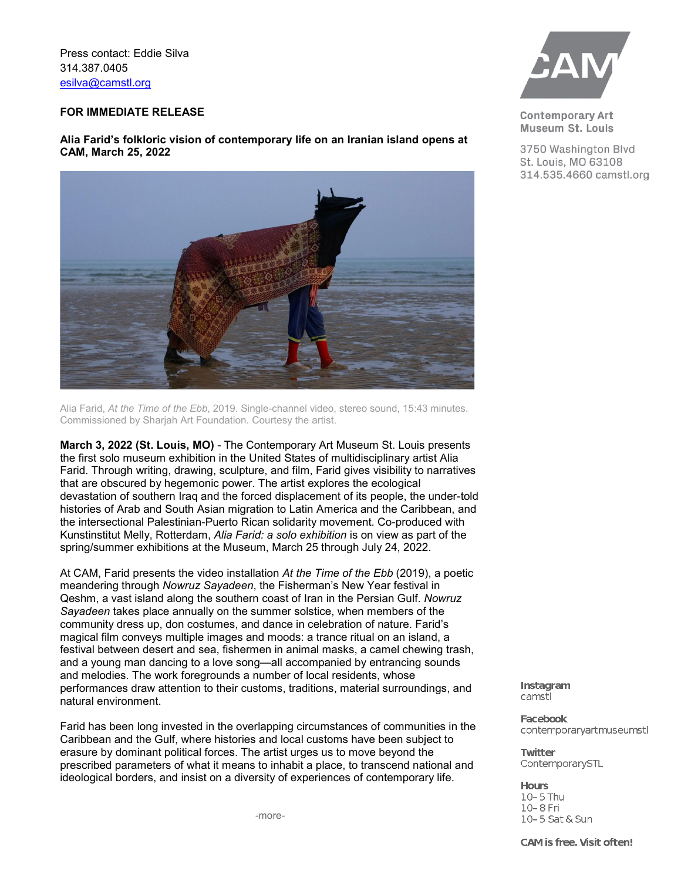Press contact: Eddie Silva
314.387.0405
esilva@camstl.org

**FOR IMMEDIATE RELEASE**

**Alia Farid's folkloric vision of contemporary life on an Iranian island opens at CAM, March 25, 2022**

Alia Farid, *At the Time of the Ebb*, 2019. Single-channel video, stereo sound, 15:43 minutes. Commissioned by Sharjah Art Foundation. Courtesy the artist.

**March 3, 2022 (St. Louis, MO)** - The Contemporary Art Museum St. Louis presents the first solo museum exhibition in the United States of multidisciplinary artist Alia Farid. Through writing, drawing, sculpture, and film, Farid gives visibility to narratives that are obscured by hegemonic power. The artist explores the ecological devastation of southern Iraq and the forced displacement of its people, the under-told histories of Arab and South Asian migration to Latin America and the Caribbean, and the intersectional Palestinian-Puerto Rican solidarity movement. Co-produced with Kunstinstitut Melly, Rotterdam, *Alia Farid: a solo exhibition* is on view as part of the spring/summer exhibitions at the Museum, March 25 through July 24, 2022.

At CAM, Farid presents the video installation *At the Time of the Ebb* (2019), a poetic meandering through *Nowruz Sayadeen*, the Fisherman's New Year festival in Qeshm, a vast island along the southern coast of Iran in the Persian Gulf. *Nowruz Sayadeen* takes place annually on the summer solstice, when members of the community dress up, don costumes, and dance in celebration of nature. Farid's magical film conveys multiple images and moods: a trance ritual on an island, a festival between desert and sea, fishermen in animal masks, a camel chewing trash, and a young man dancing to a love song—all accompanied by entrancing sounds and melodies. The work foregrounds a number of local residents, whose performances draw attention to their customs, traditions, material surroundings, and natural environment.

Farid has been long invested in the overlapping circumstances of communities in the Caribbean and the Gulf, where histories and local customs have been subject to erasure by dominant political forces. The artist urges us to move beyond the prescribed parameters of what it means to inhabit a place, to transcend national and ideological borders, and insist on a diversity of experiences of contemporary life.

-more-

Contemporary Art Museum St. Louis
3750 Washington Blvd
St. Louis, MO 63108
314.535.4660 camstl.org

**Instagram**
camstl

**Facebook**
contemporaryartmuseumstl

**Twitter**
ContemporarySTL

**Hours**
10– 5 Thu
10– 8 Fri
10– 5 Sat & Sun

**CAM is free. Visit often!**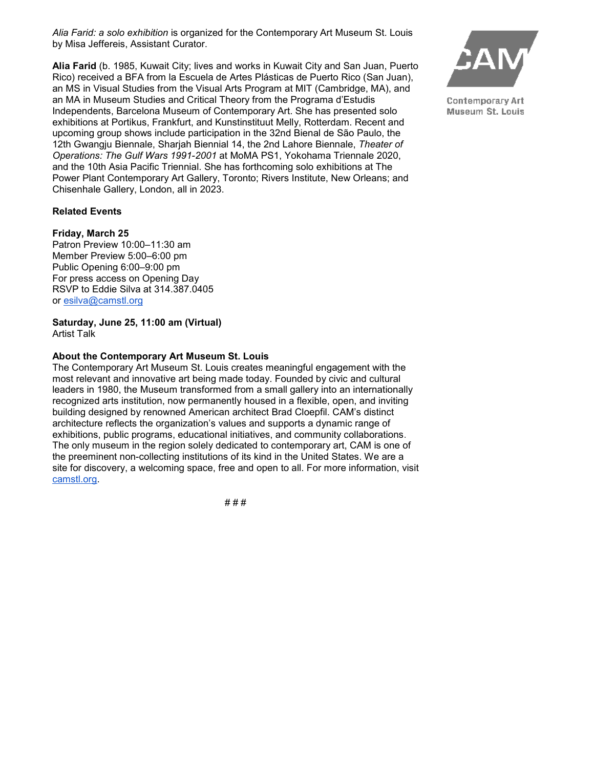*Alia Farid: a solo exhibition* is organized for the Contemporary Art Museum St. Louis by Misa Jeffereis, Assistant Curator.

**Alia Farid** (b. 1985, Kuwait City; lives and works in Kuwait City and San Juan, Puerto Rico) received a BFA from la Escuela de Artes Plásticas de Puerto Rico (San Juan), an MS in Visual Studies from the Visual Arts Program at MIT (Cambridge, MA), and an MA in Museum Studies and Critical Theory from the Programa d'Estudis Independents, Barcelona Museum of Contemporary Art. She has presented solo exhibitions at Portikus, Frankfurt, and Kunstinstituut Melly, Rotterdam. Recent and upcoming group shows include participation in the 32nd Bienal de São Paulo, the 12th Gwangju Biennale, Sharjah Biennial 14, the 2nd Lahore Biennale, *Theater of Operations: The Gulf Wars 1991-2001* at MoMA PS1, Yokohama Triennale 2020, and the 10th Asia Pacific Triennial. She has forthcoming solo exhibitions at The Power Plant Contemporary Art Gallery, Toronto; Rivers Institute, New Orleans; and Chisenhale Gallery, London, all in 2023.

**Related Events**

**Friday, March 25**
Patron Preview 10:00–11:30 am
Member Preview 5:00–6:00 pm
Public Opening 6:00–9:00 pm
For press access on Opening Day
RSVP to Eddie Silva at 314.387.0405
or esilva@camstl.org

**Saturday, June 25, 11:00 am (Virtual)**
Artist Talk

**About the Contemporary Art Museum St. Louis**
The Contemporary Art Museum St. Louis creates meaningful engagement with the most relevant and innovative art being made today. Founded by civic and cultural leaders in 1980, the Museum transformed from a small gallery into an internationally recognized arts institution, now permanently housed in a flexible, open, and inviting building designed by renowned American architect Brad Cloepfil. CAM's distinct architecture reflects the organization's values and supports a dynamic range of exhibitions, public programs, educational initiatives, and community collaborations. The only museum in the region solely dedicated to contemporary art, CAM is one of the preeminent non-collecting institutions of its kind in the United States. We are a site for discovery, a welcoming space, free and open to all. For more information, visit camstl.org.

# # #